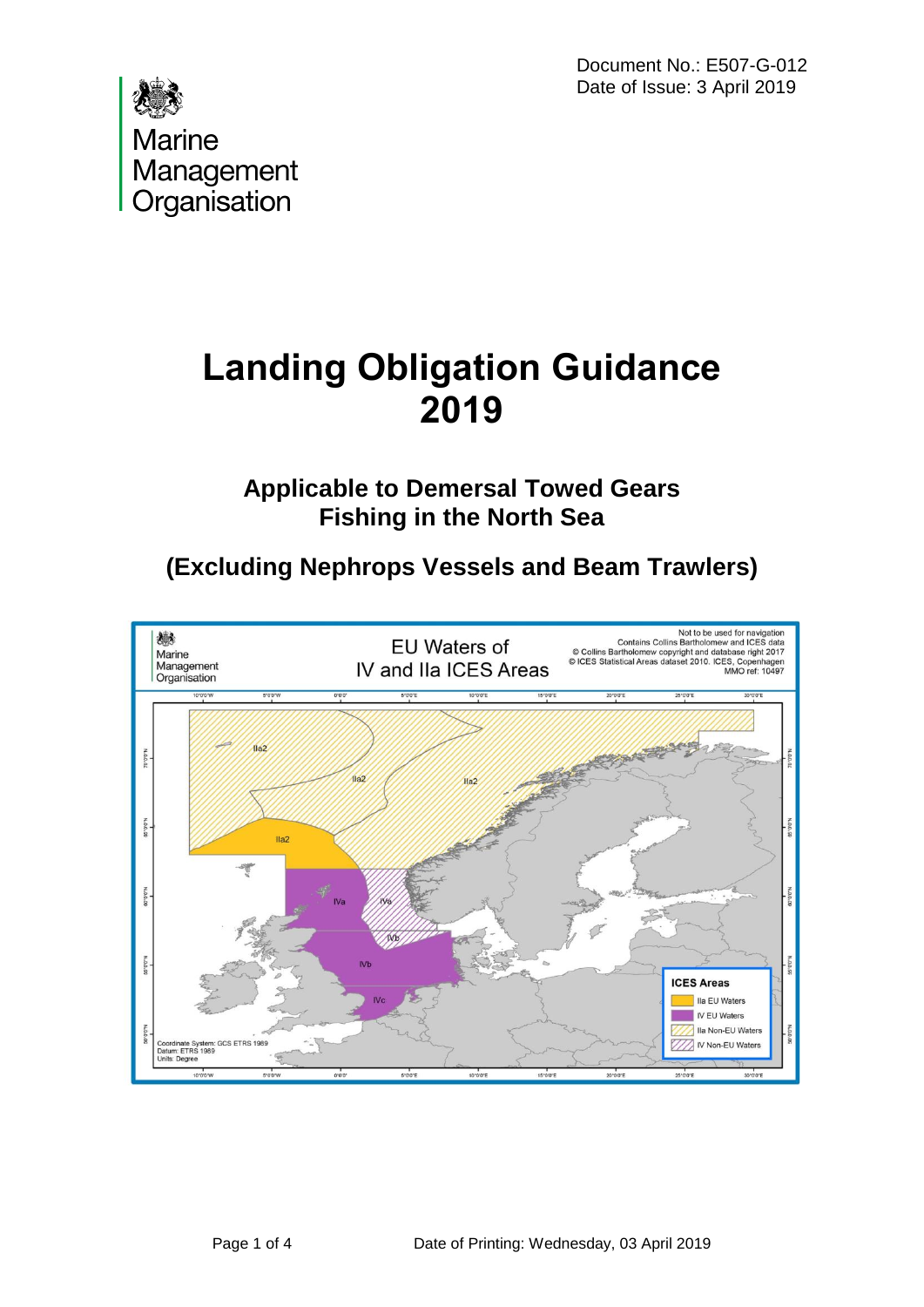Document No.: E507-G-012
Date of Issue: 3 April 2019

Marine Management Organisation

# Landing Obligation Guidance 2019

## Applicable to Demersal Towed Gears Fishing in the North Sea

## (Excluding Nephrops Vessels and Beam Trawlers)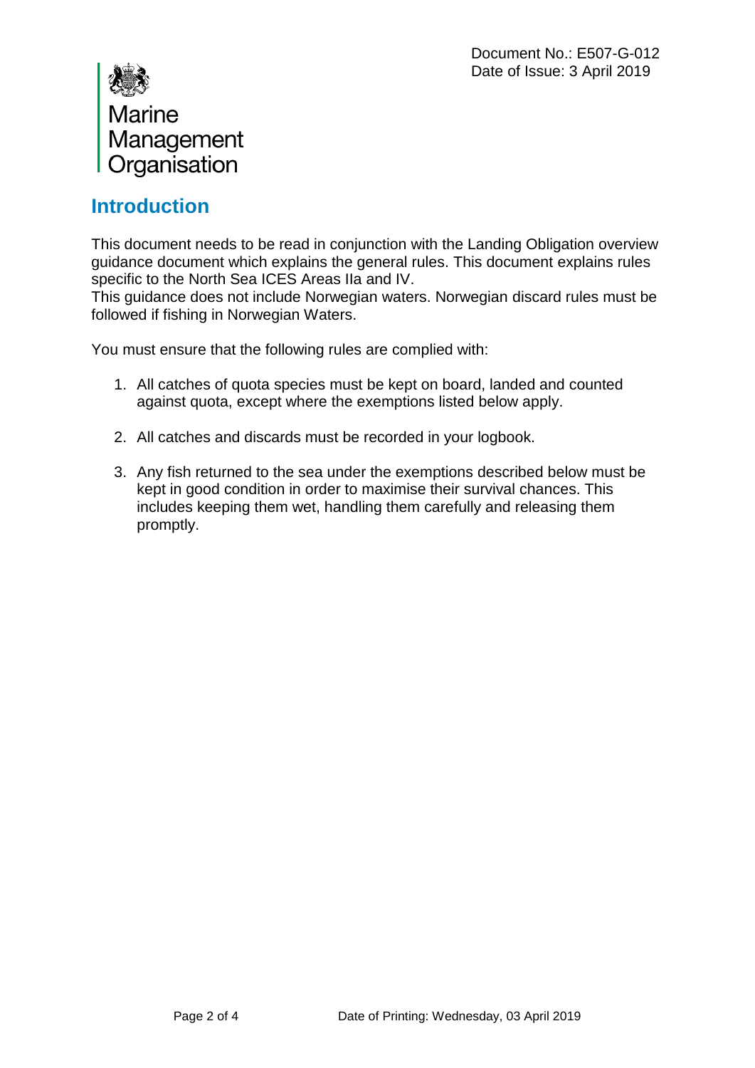Document No.: E507-G-012
Date of Issue: 3 April 2019

Marine Management Organisation

## Introduction

This document needs to be read in conjunction with the Landing Obligation overview guidance document which explains the general rules. This document explains rules specific to the North Sea ICES Areas IIa and IV.
This guidance does not include Norwegian waters. Norwegian discard rules must be followed if fishing in Norwegian Waters.

You must ensure that the following rules are complied with:

1. All catches of quota species must be kept on board, landed and counted against quota, except where the exemptions listed below apply.

2. All catches and discards must be recorded in your logbook.

3. Any fish returned to the sea under the exemptions described below must be kept in good condition in order to maximise their survival chances. This includes keeping them wet, handling them carefully and releasing them promptly.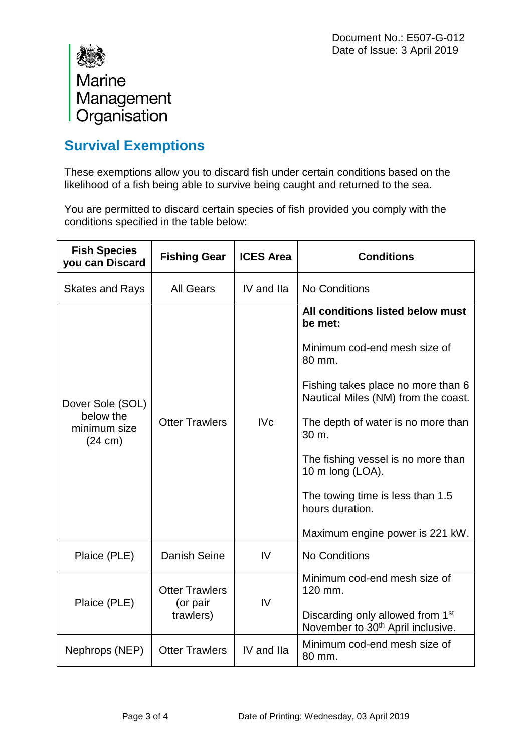Document No.: E507-G-012
Date of Issue: 3 April 2019

Marine Management Organisation

## Survival Exemptions

These exemptions allow you to discard fish under certain conditions based on the likelihood of a fish being able to survive being caught and returned to the sea.

You are permitted to discard certain species of fish provided you comply with the conditions specified in the table below:

| Fish Species you can Discard | Fishing Gear | ICES Area | Conditions |
|---|---|---|---|
| Skates and Rays | All Gears | IV and IIa | No Conditions |
| Dover Sole (SOL) below the minimum size (24 cm) | Otter Trawlers | IVc | **All conditions listed below must be met:**<br><br>Minimum cod-end mesh size of 80 mm.<br><br>Fishing takes place no more than 6 Nautical Miles (NM) from the coast.<br><br>The depth of water is no more than 30 m.<br><br>The fishing vessel is no more than 10 m long (LOA).<br><br>The towing time is less than 1.5 hours duration.<br><br>Maximum engine power is 221 kW. |
| Plaice (PLE) | Danish Seine | IV | No Conditions |
| Plaice (PLE) | Otter Trawlers (or pair trawlers) | IV | Minimum cod-end mesh size of 120 mm.<br><br>Discarding only allowed from 1st November to 30th April inclusive. |
| Nephrops (NEP) | Otter Trawlers | IV and IIa | Minimum cod-end mesh size of 80 mm. |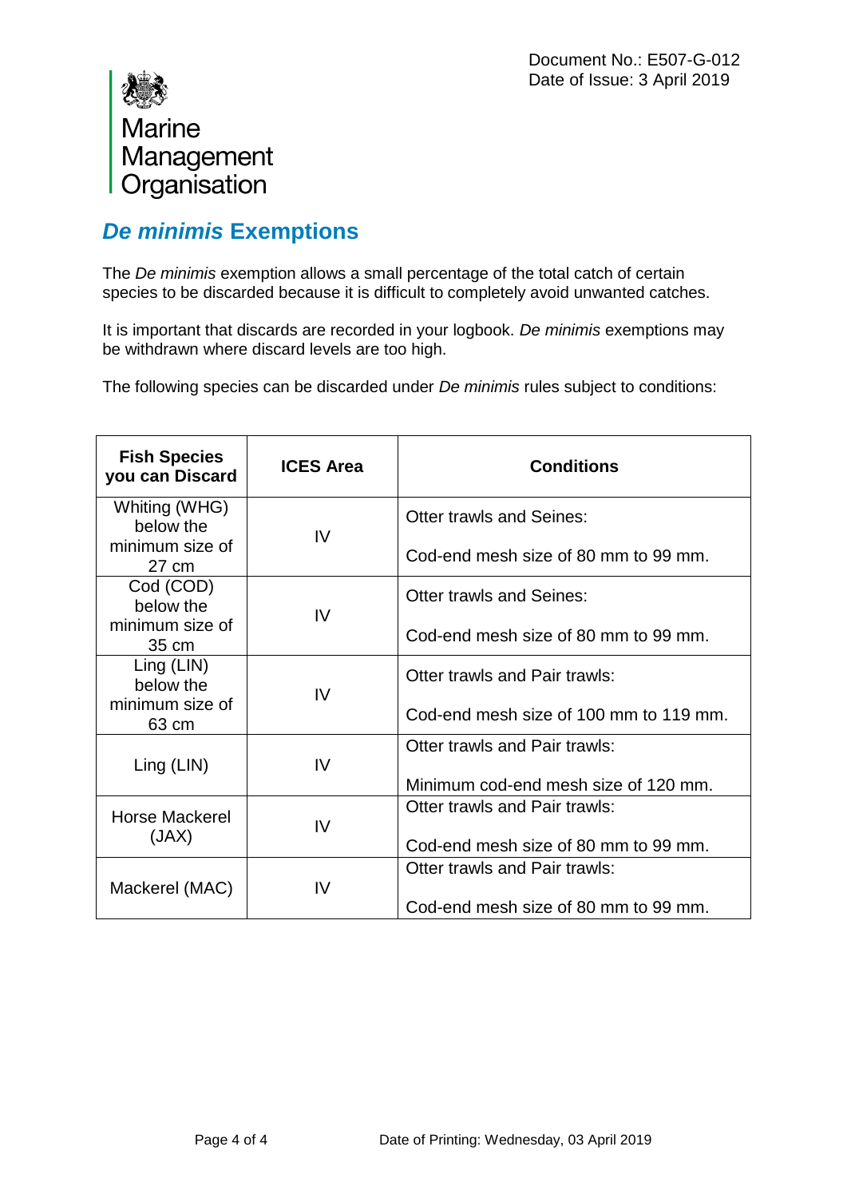Document No.: E507-G-012
Date of Issue: 3 April 2019

Marine Management Organisation

## *De minimis* Exemptions

The *De minimis* exemption allows a small percentage of the total catch of certain species to be discarded because it is difficult to completely avoid unwanted catches.

It is important that discards are recorded in your logbook. *De minimis* exemptions may be withdrawn where discard levels are too high.

The following species can be discarded under *De minimis* rules subject to conditions:

| Fish Species you can Discard | ICES Area | Conditions |
|---|---|---|
| Whiting (WHG) below the minimum size of 27 cm | IV | Otter trawls and Seines:<br><br>Cod-end mesh size of 80 mm to 99 mm. |
| Cod (COD) below the minimum size of 35 cm | IV | Otter trawls and Seines:<br><br>Cod-end mesh size of 80 mm to 99 mm. |
| Ling (LIN) below the minimum size of 63 cm | IV | Otter trawls and Pair trawls:<br><br>Cod-end mesh size of 100 mm to 119 mm. |
| Ling (LIN) | IV | Otter trawls and Pair trawls:<br><br>Minimum cod-end mesh size of 120 mm. |
| Horse Mackerel (JAX) | IV | Otter trawls and Pair trawls:<br><br>Cod-end mesh size of 80 mm to 99 mm. |
| Mackerel (MAC) | IV | Otter trawls and Pair trawls:<br><br>Cod-end mesh size of 80 mm to 99 mm. |

Date of Printing: Wednesday, 03 April 2019